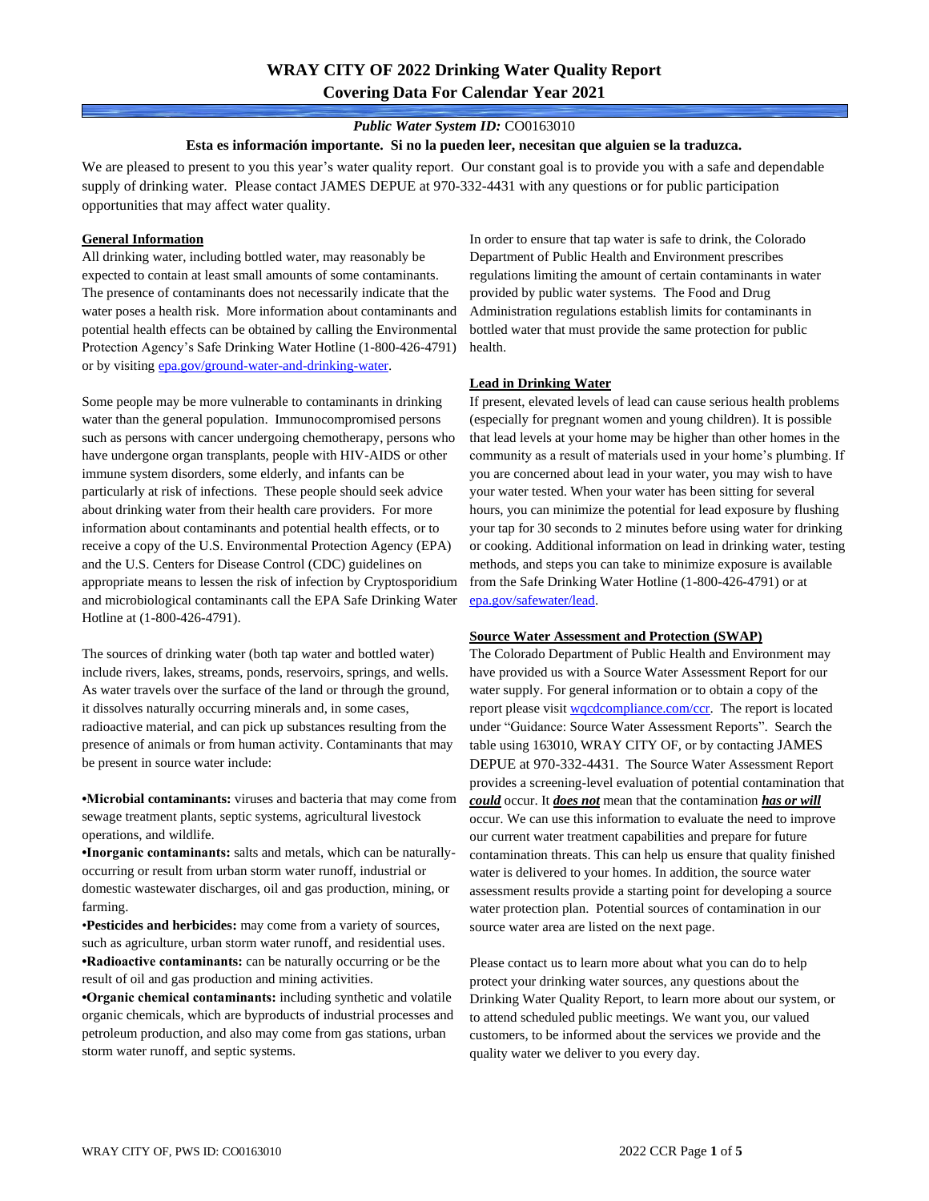# WRAY CITY OF 2022 Drinking Water Quality Report
## Covering Data For Calendar Year 2021

***Public Water System ID:*** CO0163010

**Esta es información importante. Si no la pueden leer, necesitan que alguien se la traduzca.**

We are pleased to present to you this year's water quality report. Our constant goal is to provide you with a safe and dependable supply of drinking water. Please contact JAMES DEPUE at 970-332-4431 with any questions or for public participation opportunities that may affect water quality.

### General Information

All drinking water, including bottled water, may reasonably be expected to contain at least small amounts of some contaminants. The presence of contaminants does not necessarily indicate that the water poses a health risk. More information about contaminants and potential health effects can be obtained by calling the Environmental Protection Agency's Safe Drinking Water Hotline (1-800-426-4791) or by visiting epa.gov/ground-water-and-drinking-water.

Some people may be more vulnerable to contaminants in drinking water than the general population. Immunocompromised persons such as persons with cancer undergoing chemotherapy, persons who have undergone organ transplants, people with HIV-AIDS or other immune system disorders, some elderly, and infants can be particularly at risk of infections. These people should seek advice about drinking water from their health care providers. For more information about contaminants and potential health effects, or to receive a copy of the U.S. Environmental Protection Agency (EPA) and the U.S. Centers for Disease Control (CDC) guidelines on appropriate means to lessen the risk of infection by Cryptosporidium and microbiological contaminants call the EPA Safe Drinking Water Hotline at (1-800-426-4791).

The sources of drinking water (both tap water and bottled water) include rivers, lakes, streams, ponds, reservoirs, springs, and wells. As water travels over the surface of the land or through the ground, it dissolves naturally occurring minerals and, in some cases, radioactive material, and can pick up substances resulting from the presence of animals or from human activity. Contaminants that may be present in source water include:

- **Microbial contaminants:** viruses and bacteria that may come from sewage treatment plants, septic systems, agricultural livestock operations, and wildlife.
- **Inorganic contaminants:** salts and metals, which can be naturally-occurring or result from urban storm water runoff, industrial or domestic wastewater discharges, oil and gas production, mining, or farming.
- **Pesticides and herbicides:** may come from a variety of sources, such as agriculture, urban storm water runoff, and residential uses.
- **Radioactive contaminants:** can be naturally occurring or be the result of oil and gas production and mining activities.
- **Organic chemical contaminants:** including synthetic and volatile organic chemicals, which are byproducts of industrial processes and petroleum production, and also may come from gas stations, urban storm water runoff, and septic systems.

In order to ensure that tap water is safe to drink, the Colorado Department of Public Health and Environment prescribes regulations limiting the amount of certain contaminants in water provided by public water systems. The Food and Drug Administration regulations establish limits for contaminants in bottled water that must provide the same protection for public health.

### Lead in Drinking Water

If present, elevated levels of lead can cause serious health problems (especially for pregnant women and young children). It is possible that lead levels at your home may be higher than other homes in the community as a result of materials used in your home's plumbing. If you are concerned about lead in your water, you may wish to have your water tested. When your water has been sitting for several hours, you can minimize the potential for lead exposure by flushing your tap for 30 seconds to 2 minutes before using water for drinking or cooking. Additional information on lead in drinking water, testing methods, and steps you can take to minimize exposure is available from the Safe Drinking Water Hotline (1-800-426-4791) or at epa.gov/safewater/lead.

### Source Water Assessment and Protection (SWAP)

The Colorado Department of Public Health and Environment may have provided us with a Source Water Assessment Report for our water supply. For general information or to obtain a copy of the report please visit wqcdcompliance.com/ccr. The report is located under "Guidance: Source Water Assessment Reports". Search the table using 163010, WRAY CITY OF, or by contacting JAMES DEPUE at 970-332-4431. The Source Water Assessment Report provides a screening-level evaluation of potential contamination that ***could*** occur. It ***does not*** mean that the contamination ***has or will*** occur. We can use this information to evaluate the need to improve our current water treatment capabilities and prepare for future contamination threats. This can help us ensure that quality finished water is delivered to your homes. In addition, the source water assessment results provide a starting point for developing a source water protection plan. Potential sources of contamination in our source water area are listed on the next page.

Please contact us to learn more about what you can do to help protect your drinking water sources, any questions about the Drinking Water Quality Report, to learn more about our system, or to attend scheduled public meetings. We want you, our valued customers, to be informed about the services we provide and the quality water we deliver to you every day.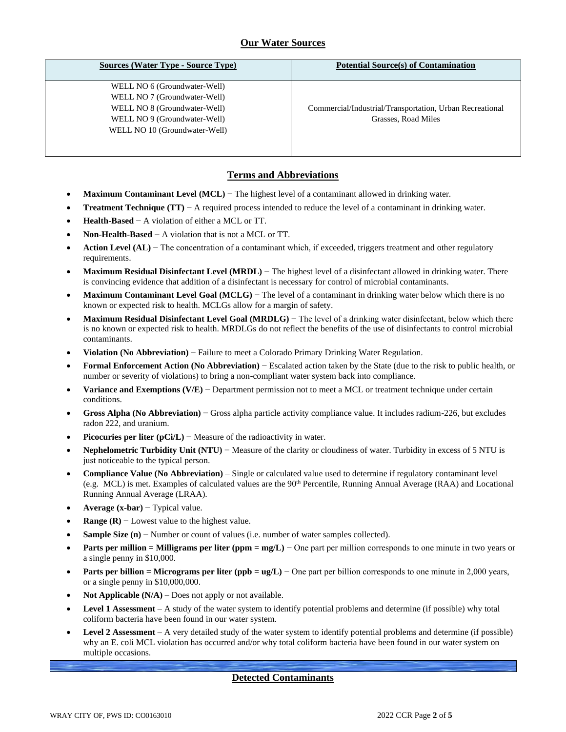## Our Water Sources

| Sources (Water Type - Source Type) | Potential Source(s) of Contamination |
|---|---|
| WELL NO 6 (Groundwater-Well)<br>WELL NO 7 (Groundwater-Well)<br>WELL NO 8 (Groundwater-Well)<br>WELL NO 9 (Groundwater-Well)<br>WELL NO 10 (Groundwater-Well) | Commercial/Industrial/Transportation, Urban Recreational Grasses, Road Miles |

## Terms and Abbreviations

- **Maximum Contaminant Level (MCL)** − The highest level of a contaminant allowed in drinking water.
- **Treatment Technique (TT)** − A required process intended to reduce the level of a contaminant in drinking water.
- **Health-Based** − A violation of either a MCL or TT.
- **Non-Health-Based** − A violation that is not a MCL or TT.
- **Action Level (AL)** − The concentration of a contaminant which, if exceeded, triggers treatment and other regulatory requirements.
- **Maximum Residual Disinfectant Level (MRDL)** − The highest level of a disinfectant allowed in drinking water. There is convincing evidence that addition of a disinfectant is necessary for control of microbial contaminants.
- **Maximum Contaminant Level Goal (MCLG)** − The level of a contaminant in drinking water below which there is no known or expected risk to health. MCLGs allow for a margin of safety.
- **Maximum Residual Disinfectant Level Goal (MRDLG)** − The level of a drinking water disinfectant, below which there is no known or expected risk to health. MRDLGs do not reflect the benefits of the use of disinfectants to control microbial contaminants.
- **Violation (No Abbreviation)** − Failure to meet a Colorado Primary Drinking Water Regulation.
- **Formal Enforcement Action (No Abbreviation)** − Escalated action taken by the State (due to the risk to public health, or number or severity of violations) to bring a non-compliant water system back into compliance.
- **Variance and Exemptions (V/E)** − Department permission not to meet a MCL or treatment technique under certain conditions.
- **Gross Alpha (No Abbreviation)** − Gross alpha particle activity compliance value. It includes radium-226, but excludes radon 222, and uranium.
- **Picocuries per liter (pCi/L)** − Measure of the radioactivity in water.
- **Nephelometric Turbidity Unit (NTU)** − Measure of the clarity or cloudiness of water. Turbidity in excess of 5 NTU is just noticeable to the typical person.
- **Compliance Value (No Abbreviation)** – Single or calculated value used to determine if regulatory contaminant level (e.g. MCL) is met. Examples of calculated values are the 90th Percentile, Running Annual Average (RAA) and Locational Running Annual Average (LRAA).
- **Average (x-bar)** − Typical value.
- **Range (R)** − Lowest value to the highest value.
- **Sample Size (n)** − Number or count of values (i.e. number of water samples collected).
- **Parts per million = Milligrams per liter (ppm = mg/L)** − One part per million corresponds to one minute in two years or a single penny in $10,000.
- **Parts per billion = Micrograms per liter (ppb = ug/L)** − One part per billion corresponds to one minute in 2,000 years, or a single penny in $10,000,000.
- **Not Applicable (N/A)** – Does not apply or not available.
- **Level 1 Assessment** – A study of the water system to identify potential problems and determine (if possible) why total coliform bacteria have been found in our water system.
- **Level 2 Assessment** – A very detailed study of the water system to identify potential problems and determine (if possible) why an E. coli MCL violation has occurred and/or why total coliform bacteria have been found in our water system on multiple occasions.

## Detected Contaminants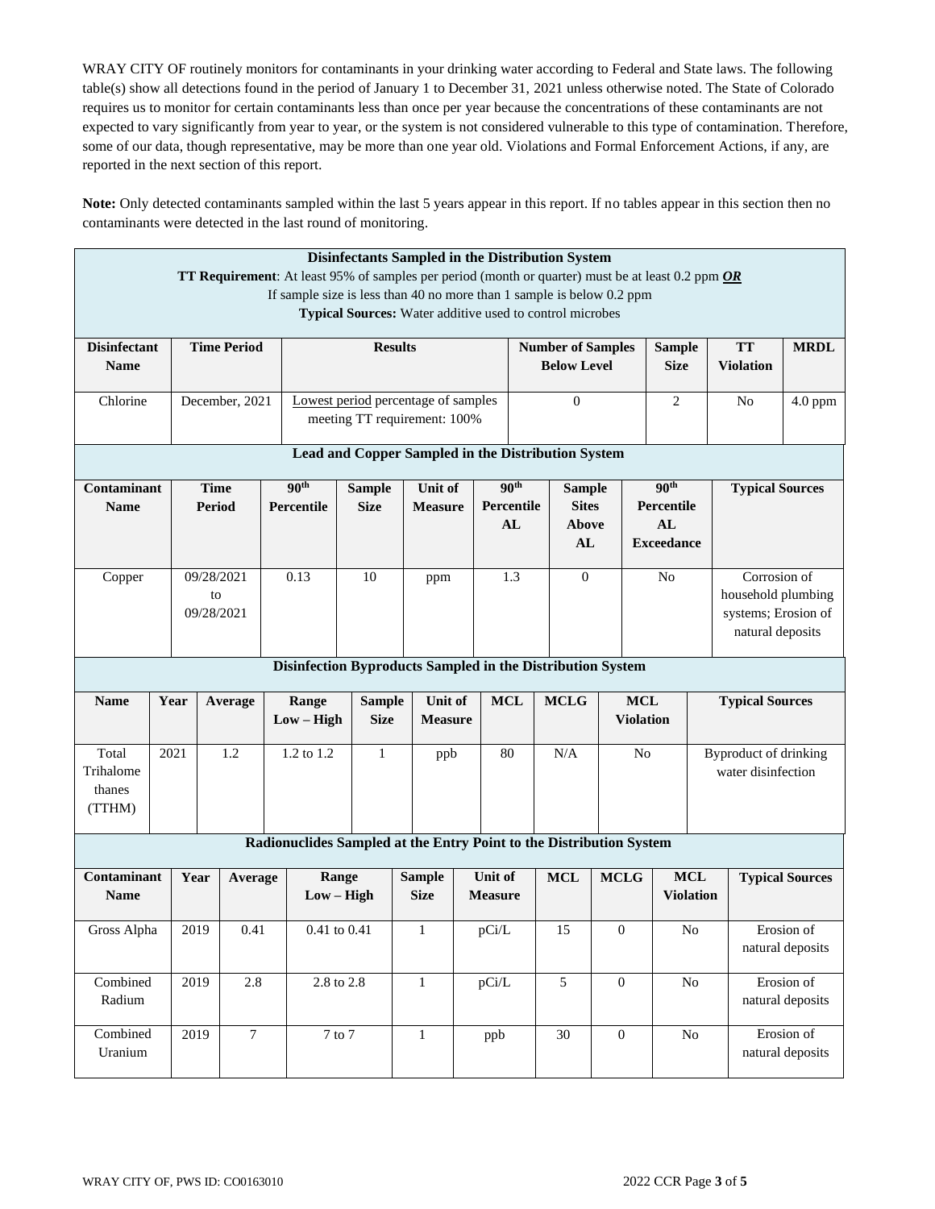WRAY CITY OF routinely monitors for contaminants in your drinking water according to Federal and State laws. The following table(s) show all detections found in the period of January 1 to December 31, 2021 unless otherwise noted. The State of Colorado requires us to monitor for certain contaminants less than once per year because the concentrations of these contaminants are not expected to vary significantly from year to year, or the system is not considered vulnerable to this type of contamination. Therefore, some of our data, though representative, may be more than one year old. Violations and Formal Enforcement Actions, if any, are reported in the next section of this report.

**Note:** Only detected contaminants sampled within the last 5 years appear in this report. If no tables appear in this section then no contaminants were detected in the last round of monitoring.

**Disinfectants Sampled in the Distribution System**

**TT Requirement**: At least 95% of samples per period (month or quarter) must be at least 0.2 ppm ***OR*** If sample size is less than 40 no more than 1 sample is below 0.2 ppm

**Typical Sources:** Water additive used to control microbes

| Disinfectant Name | Time Period | Results | Number of Samples Below Level | Sample Size | TT Violation | MRDL |
|---|---|---|---|---|---|---|
| Chlorine | December, 2021 | Lowest period percentage of samples meeting TT requirement: 100% | 0 | 2 | No | 4.0 ppm |

**Lead and Copper Sampled in the Distribution System**

| Contaminant Name | Time Period | 90th Percentile | Sample Size | Unit of Measure | 90th Percentile AL | Sample Sites Above AL | 90th Percentile AL Exceedance | Typical Sources |
|---|---|---|---|---|---|---|---|---|
| Copper | 09/28/2021 to 09/28/2021 | 0.13 | 10 | ppm | 1.3 | 0 | No | Corrosion of household plumbing systems; Erosion of natural deposits |

**Disinfection Byproducts Sampled in the Distribution System**

| Name | Year | Average | Range Low – High | Sample Size | Unit of Measure | MCL | MCLG | MCL Violation | Typical Sources |
|---|---|---|---|---|---|---|---|---|---|
| Total Trihalomethanes (TTHM) | 2021 | 1.2 | 1.2 to 1.2 | 1 | ppb | 80 | N/A | No | Byproduct of drinking water disinfection |

**Radionuclides Sampled at the Entry Point to the Distribution System**

| Contaminant Name | Year | Average | Range Low – High | Sample Size | Unit of Measure | MCL | MCLG | MCL Violation | Typical Sources |
|---|---|---|---|---|---|---|---|---|---|
| Gross Alpha | 2019 | 0.41 | 0.41 to 0.41 | 1 | pCi/L | 15 | 0 | No | Erosion of natural deposits |
| Combined Radium | 2019 | 2.8 | 2.8 to 2.8 | 1 | pCi/L | 5 | 0 | No | Erosion of natural deposits |
| Combined Uranium | 2019 | 7 | 7 to 7 | 1 | ppb | 30 | 0 | No | Erosion of natural deposits |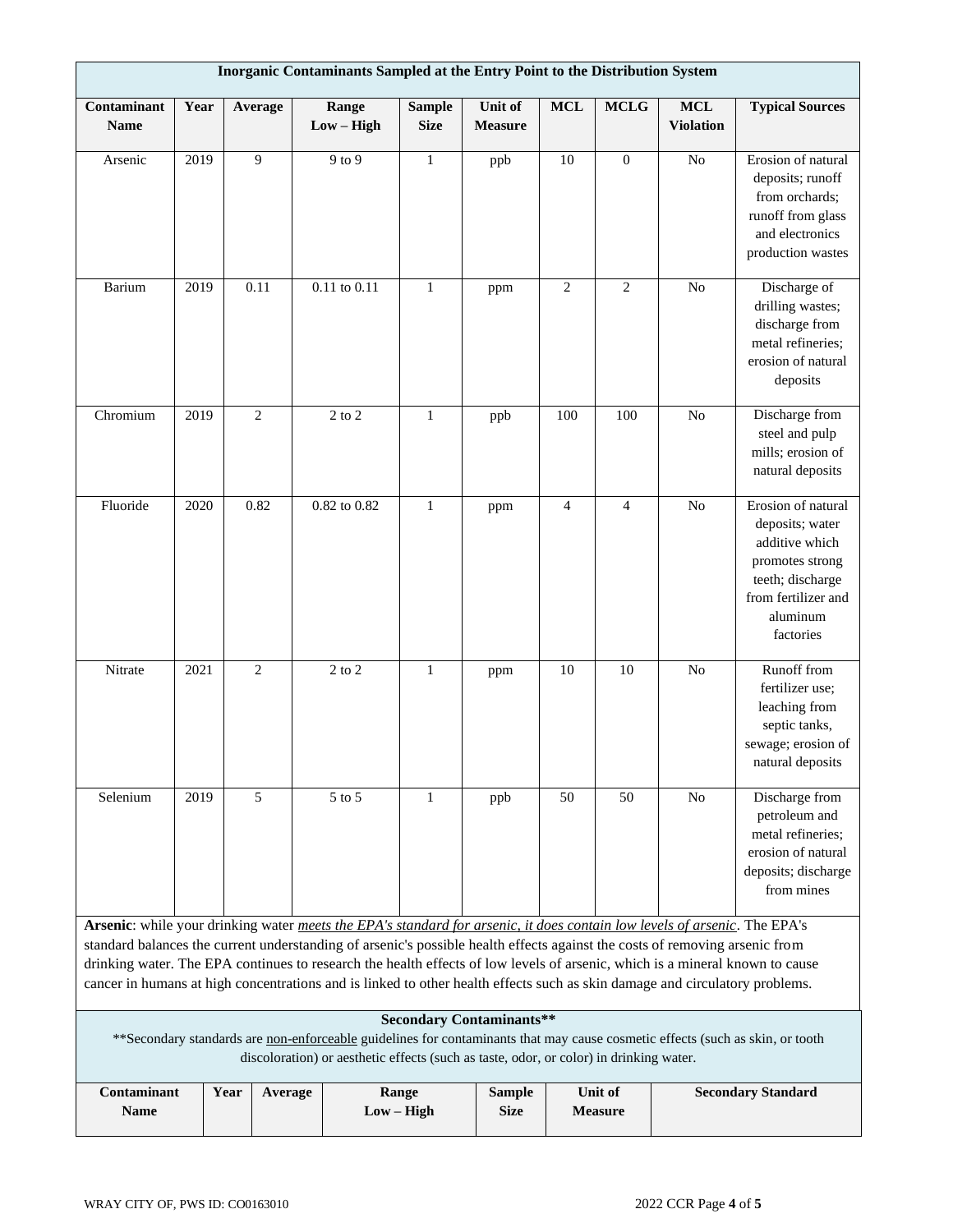**Inorganic Contaminants Sampled at the Entry Point to the Distribution System**

| Contaminant Name | Year | Average | Range Low – High | Sample Size | Unit of Measure | MCL | MCLG | MCL Violation | Typical Sources |
|---|---|---|---|---|---|---|---|---|---|
| Arsenic | 2019 | 9 | 9 to 9 | 1 | ppb | 10 | 0 | No | Erosion of natural deposits; runoff from orchards; runoff from glass and electronics production wastes |
| Barium | 2019 | 0.11 | 0.11 to 0.11 | 1 | ppm | 2 | 2 | No | Discharge of drilling wastes; discharge from metal refineries; erosion of natural deposits |
| Chromium | 2019 | 2 | 2 to 2 | 1 | ppb | 100 | 100 | No | Discharge from steel and pulp mills; erosion of natural deposits |
| Fluoride | 2020 | 0.82 | 0.82 to 0.82 | 1 | ppm | 4 | 4 | No | Erosion of natural deposits; water additive which promotes strong teeth; discharge from fertilizer and aluminum factories |
| Nitrate | 2021 | 2 | 2 to 2 | 1 | ppm | 10 | 10 | No | Runoff from fertilizer use; leaching from septic tanks, sewage; erosion of natural deposits |
| Selenium | 2019 | 5 | 5 to 5 | 1 | ppb | 50 | 50 | No | Discharge from petroleum and metal refineries; erosion of natural deposits; discharge from mines |

**Arsenic**: while your drinking water *meets the EPA's standard for arsenic, it does contain low levels of arsenic*. The EPA's standard balances the current understanding of arsenic's possible health effects against the costs of removing arsenic from drinking water. The EPA continues to research the health effects of low levels of arsenic, which is a mineral known to cause cancer in humans at high concentrations and is linked to other health effects such as skin damage and circulatory problems.

**Secondary Contaminants****

**Secondary standards are non-enforceable guidelines for contaminants that may cause cosmetic effects (such as skin, or tooth discoloration) or aesthetic effects (such as taste, odor, or color) in drinking water.

| Contaminant Name | Year | Average | Range Low – High | Sample Size | Unit of Measure | Secondary Standard |
|---|---|---|---|---|---|---|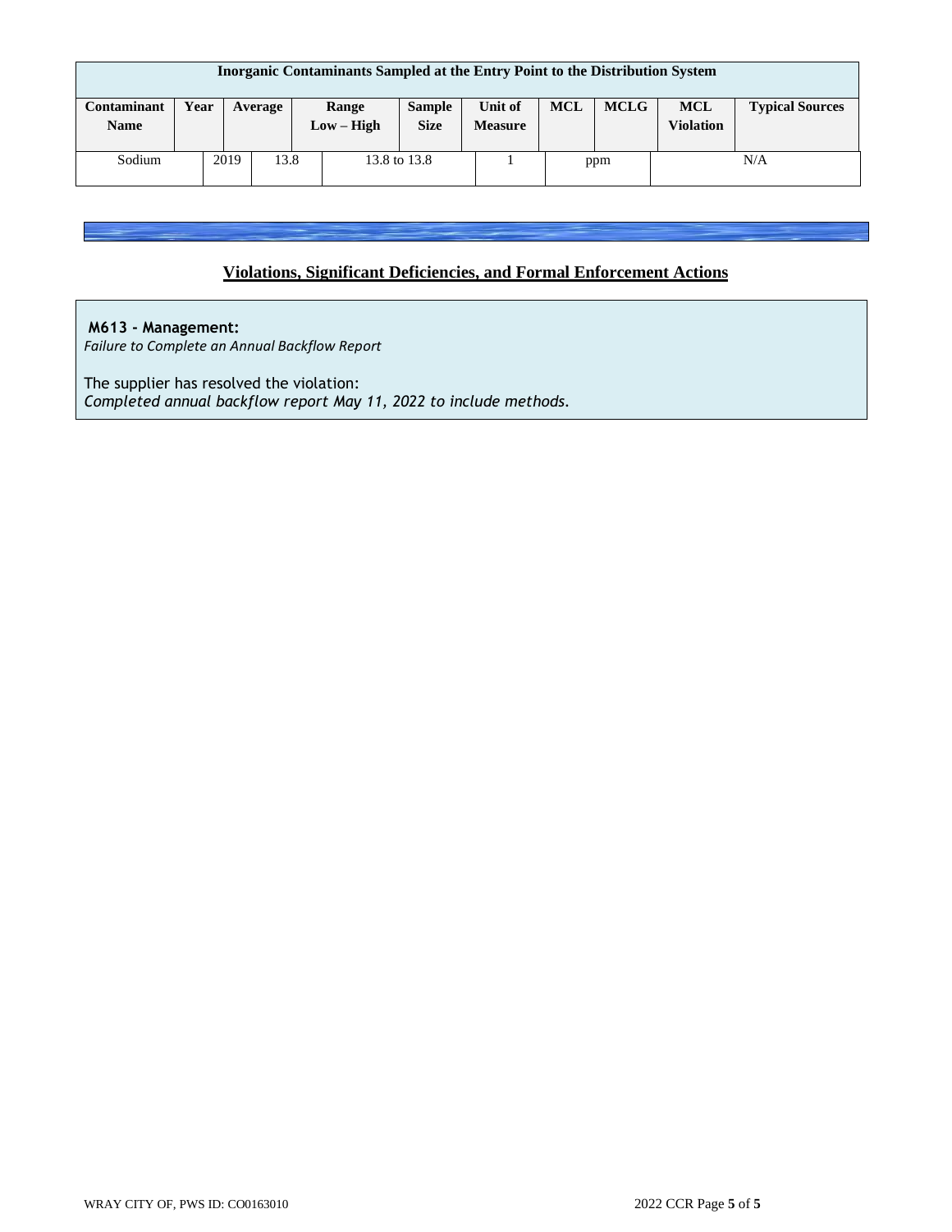| Inorganic Contaminants Sampled at the Entry Point to the Distribution System | | | | | | | | | |
|---|---|---|---|---|---|---|---|---|---|
| **Contaminant Name** | **Year** | **Average** | **Range Low – High** | **Sample Size** | **Unit of Measure** | **MCL** | **MCLG** | **MCL Violation** | **Typical Sources** |
| Sodium | 2019 | 13.8 | 13.8 to 13.8 | 1 | ppm | N/A | | | |

## Violations, Significant Deficiencies, and Formal Enforcement Actions

**M613 - Management:**
*Failure to Complete an Annual Backflow Report*

The supplier has resolved the violation:
*Completed annual backflow report May 11, 2022 to include methods.*